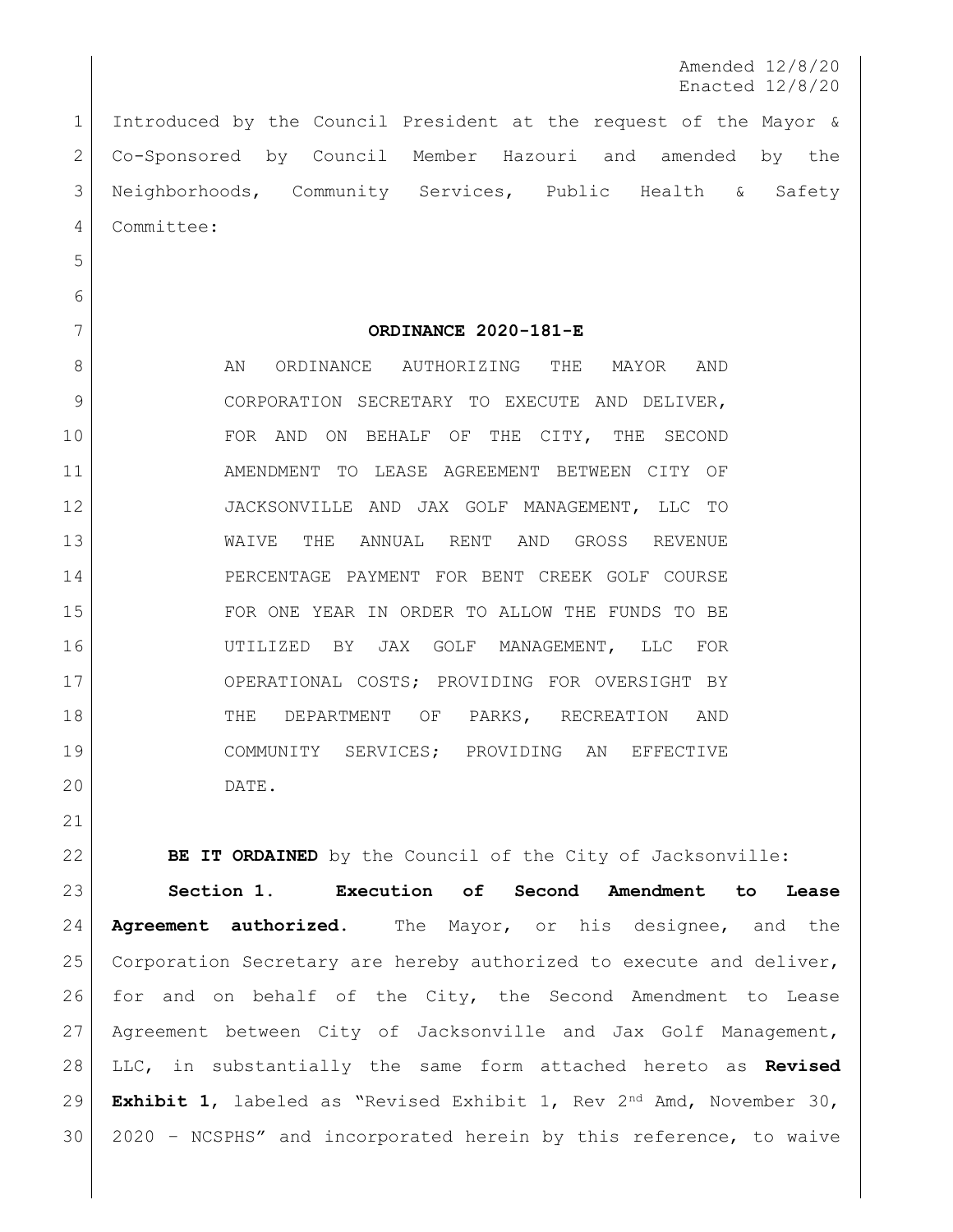Amended 12/8/20
Enacted 12/8/20

Introduced by the Council President at the request of the Mayor & Co-Sponsored by Council Member Hazouri and amended by the Neighborhoods, Community Services, Public Health & Safety Committee:

**ORDINANCE 2020-181-E**

AN ORDINANCE AUTHORIZING THE MAYOR AND CORPORATION SECRETARY TO EXECUTE AND DELIVER, FOR AND ON BEHALF OF THE CITY, THE SECOND AMENDMENT TO LEASE AGREEMENT BETWEEN CITY OF JACKSONVILLE AND JAX GOLF MANAGEMENT, LLC TO WAIVE THE ANNUAL RENT AND GROSS REVENUE PERCENTAGE PAYMENT FOR BENT CREEK GOLF COURSE FOR ONE YEAR IN ORDER TO ALLOW THE FUNDS TO BE UTILIZED BY JAX GOLF MANAGEMENT, LLC FOR OPERATIONAL COSTS; PROVIDING FOR OVERSIGHT BY THE DEPARTMENT OF PARKS, RECREATION AND COMMUNITY SERVICES; PROVIDING AN EFFECTIVE DATE.

**BE IT ORDAINED** by the Council of the City of Jacksonville:

**Section 1. Execution of Second Amendment to Lease Agreement authorized.** The Mayor, or his designee, and the Corporation Secretary are hereby authorized to execute and deliver, for and on behalf of the City, the Second Amendment to Lease Agreement between City of Jacksonville and Jax Golf Management, LLC, in substantially the same form attached hereto as **Revised Exhibit 1**, labeled as "Revised Exhibit 1, Rev 2nd Amd, November 30, 2020 – NCSPHS" and incorporated herein by this reference, to waive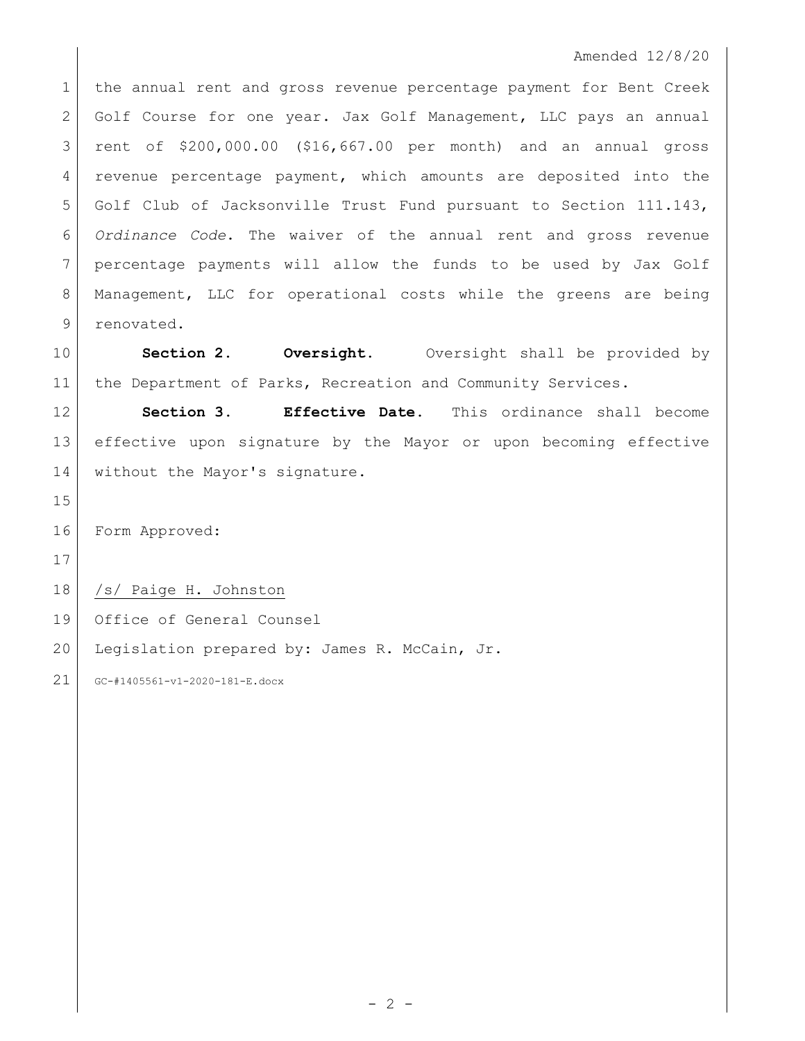Amended 12/8/20

the annual rent and gross revenue percentage payment for Bent Creek Golf Course for one year. Jax Golf Management, LLC pays an annual rent of $200,000.00 ($16,667.00 per month) and an annual gross revenue percentage payment, which amounts are deposited into the Golf Club of Jacksonville Trust Fund pursuant to Section 111.143, *Ordinance Code*. The waiver of the annual rent and gross revenue percentage payments will allow the funds to be used by Jax Golf Management, LLC for operational costs while the greens are being renovated.

**Section 2. Oversight.** Oversight shall be provided by the Department of Parks, Recreation and Community Services.

**Section 3. Effective Date.** This ordinance shall become effective upon signature by the Mayor or upon becoming effective without the Mayor's signature.

Form Approved:

/s/ Paige H. Johnston

Office of General Counsel

Legislation prepared by: James R. McCain, Jr.

GC-#1405561-v1-2020-181-E.docx